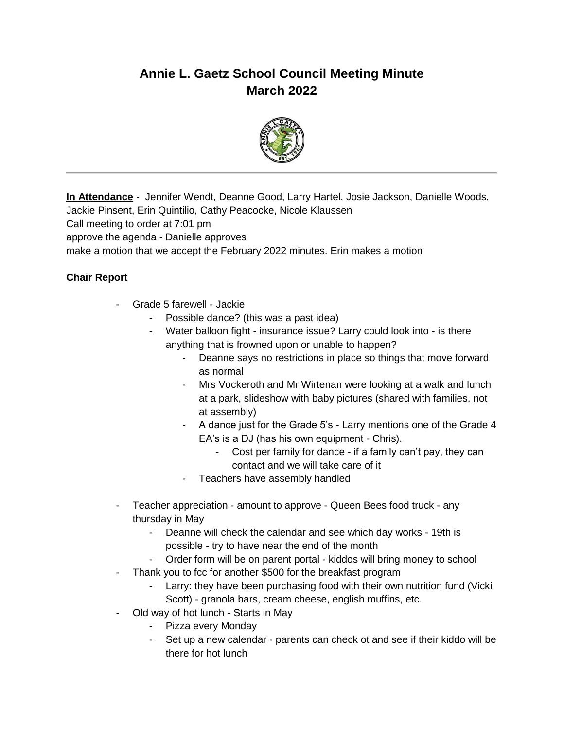# Annie L. Gaetz School Council Meeting Minute
# March 2022

**In Attendance** - Jennifer Wendt, Deanne Good, Larry Hartel, Josie Jackson, Danielle Woods, Jackie Pinsent, Erin Quintilio, Cathy Peacocke, Nicole Klaussen

Call meeting to order at 7:01 pm

approve the agenda - Danielle approves

make a motion that we accept the February 2022 minutes. Erin makes a motion

### Chair Report

- Grade 5 farewell - Jackie
    - Possible dance? (this was a past idea)
    - Water balloon fight - insurance issue? Larry could look into - is there anything that is frowned upon or unable to happen?
        - Deanne says no restrictions in place so things that move forward as normal
        - Mrs Vockeroth and Mr Wirtenan were looking at a walk and lunch at a park, slideshow with baby pictures (shared with families, not at assembly)
        - A dance just for the Grade 5's - Larry mentions one of the Grade 4 EA's is a DJ (has his own equipment - Chris).
            - Cost per family for dance - if a family can't pay, they can contact and we will take care of it
        - Teachers have assembly handled
- Teacher appreciation - amount to approve - Queen Bees food truck - any thursday in May
    - Deanne will check the calendar and see which day works - 19th is possible - try to have near the end of the month
    - Order form will be on parent portal - kiddos will bring money to school
- Thank you to fcc for another $500 for the breakfast program
    - Larry: they have been purchasing food with their own nutrition fund (Vicki Scott) - granola bars, cream cheese, english muffins, etc.
- Old way of hot lunch - Starts in May
    - Pizza every Monday
    - Set up a new calendar - parents can check ot and see if their kiddo will be there for hot lunch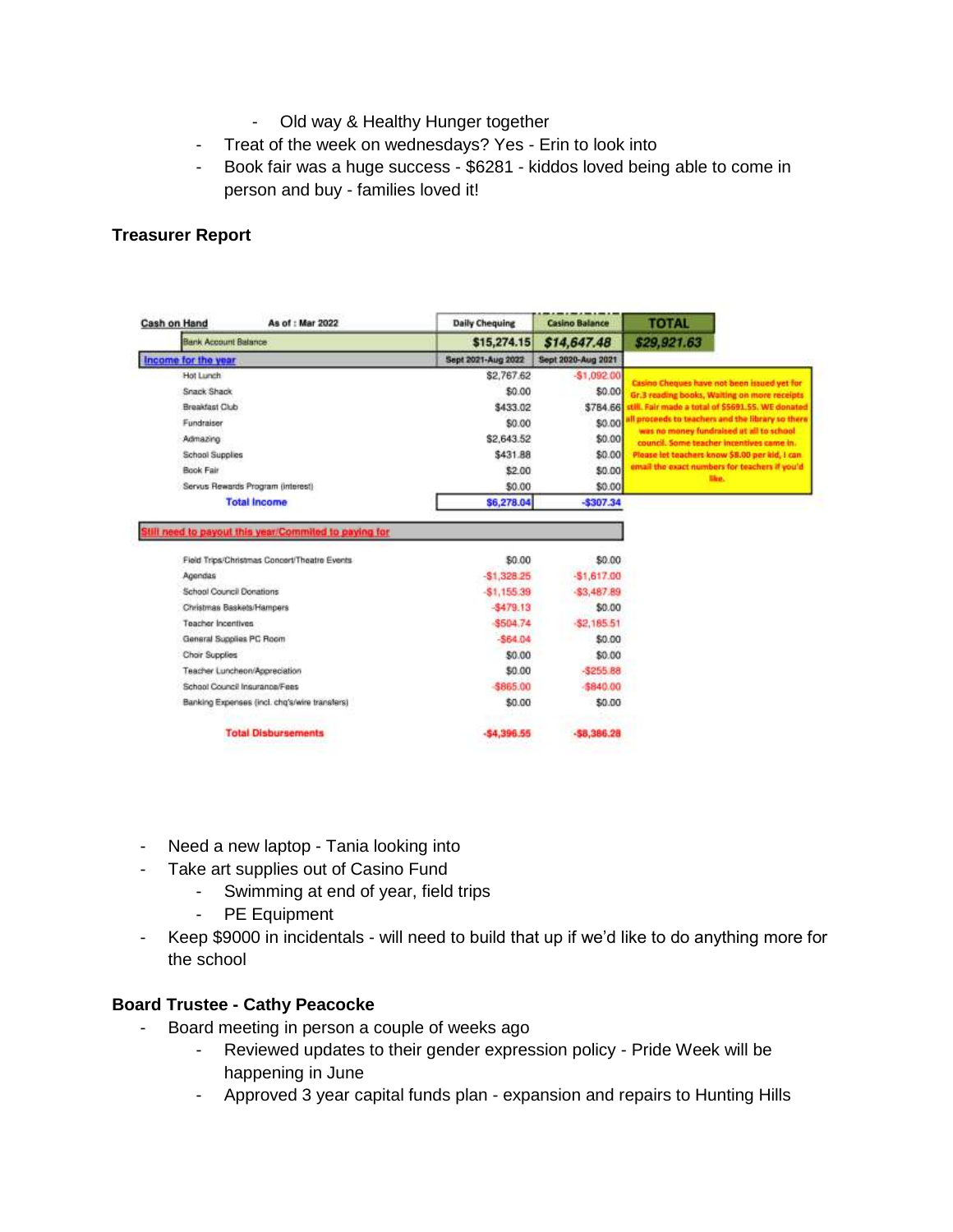- Old way & Healthy Hunger together
    - Treat of the week on wednesdays? Yes - Erin to look into
    - Book fair was a huge success - $6281 - kiddos loved being able to come in person and buy - families loved it!

### Treasurer Report

| Cash on Hand | As of : Mar 2022 | Daily Chequing | Casino Balance | TOTAL |
|---|---|---|---|---|
| | Bank Account Balance | $15,274.15 | $14,647.48 | $29,921.63 |
| Income for the year | | Sept 2021-Aug 2022 | Sept 2020-Aug 2021 | |
| | Hot Lunch | $2,767.62 | -$1,092.00 | Casino Cheques have not been issued yet for Gr.3 reading books, Waiting on more receipts still. Fair made a total of $5691.55. WE donated all proceeds to teachers and the library so there was no money fundraised at all to school council. Some teacher incentives came in. Please let teachers know $8.00 per kid, I can email the exact numbers for teachers if you'd like. |
| | Snack Shack | $0.00 | $0.00 | |
| | Breakfast Club | $433.02 | $784.66 | |
| | Fundraiser | $0.00 | $0.00 | |
| | Admazing | $2,643.52 | $0.00 | |
| | School Supplies | $431.88 | $0.00 | |
| | Book Fair | $2.00 | $0.00 | |
| | Servus Rewards Program (interest) | $0.00 | $0.00 | |
| | **Total Income** | **$6,278.04** | **-$307.34** | |
| Still need to payout this year/Commited to paying for | | | | |
| | Field Trips/Christmas Concert/Theatre Events | $0.00 | $0.00 | |
| | Agendas | -$1,328.25 | -$1,617.00 | |
| | School Council Donations | -$1,155.39 | -$3,487.89 | |
| | Christmas Baskets/Hampers | -$479.13 | $0.00 | |
| | Teacher Incentives | -$504.74 | -$2,185.51 | |
| | General Supplies PC Room | -$64.04 | $0.00 | |
| | Choir Supplies | $0.00 | $0.00 | |
| | Teacher Luncheon/Appreciation | $0.00 | -$255.88 | |
| | School Council Insurance/Fees | -$865.00 | -$840.00 | |
| | Banking Expenses (incl. chq's/wire transfers) | $0.00 | $0.00 | |
| | **Total Disbursements** | **-$4,396.55** | **-$8,386.28** | |

- Need a new laptop - Tania looking into
- Take art supplies out of Casino Fund
    - Swimming at end of year, field trips
    - PE Equipment
- Keep $9000 in incidentals - will need to build that up if we'd like to do anything more for the school

### Board Trustee - Cathy Peacocke

- Board meeting in person a couple of weeks ago
    - Reviewed updates to their gender expression policy - Pride Week will be happening in June
    - Approved 3 year capital funds plan - expansion and repairs to Hunting Hills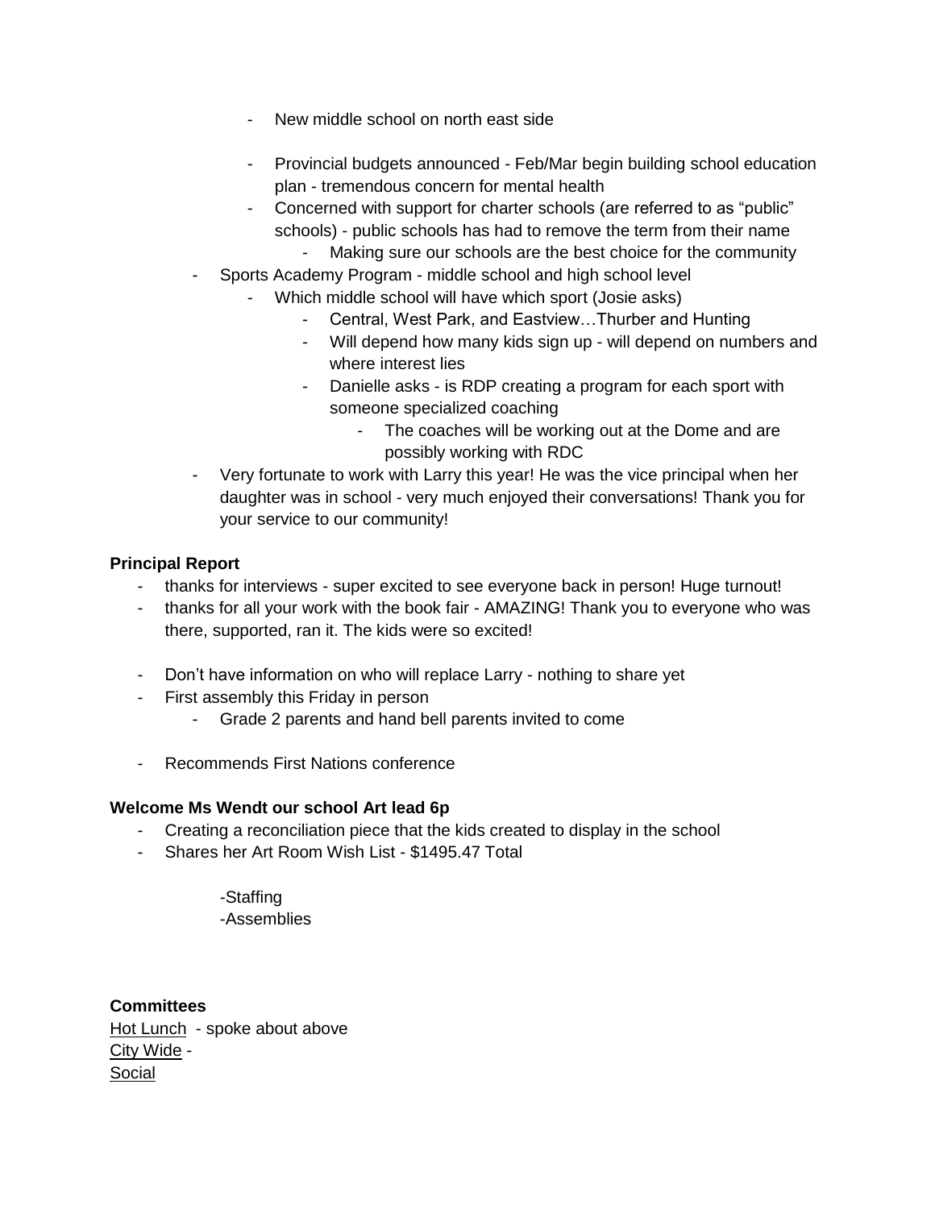- New middle school on north east side

    - Provincial budgets announced - Feb/Mar begin building school education plan - tremendous concern for mental health
    - Concerned with support for charter schools (are referred to as "public" schools) - public schools has had to remove the term from their name
        - Making sure our schools are the best choice for the community
- Sports Academy Program - middle school and high school level
    - Which middle school will have which sport (Josie asks)
        - Central, West Park, and Eastview…Thurber and Hunting
        - Will depend how many kids sign up - will depend on numbers and where interest lies
        - Danielle asks - is RDP creating a program for each sport with someone specialized coaching
            - The coaches will be working out at the Dome and are possibly working with RDC
- Very fortunate to work with Larry this year! He was the vice principal when her daughter was in school - very much enjoyed their conversations! Thank you for your service to our community!

**Principal Report**

- thanks for interviews - super excited to see everyone back in person! Huge turnout!
- thanks for all your work with the book fair - AMAZING! Thank you to everyone who was there, supported, ran it. The kids were so excited!

- Don't have information on who will replace Larry - nothing to share yet
- First assembly this Friday in person
    - Grade 2 parents and hand bell parents invited to come

- Recommends First Nations conference

**Welcome Ms Wendt our school Art lead 6p**

- Creating a reconciliation piece that the kids created to display in the school
- Shares her Art Room Wish List - $1495.47 Total

-Staffing
-Assemblies

**Committees**

Hot Lunch - spoke about above
City Wide -
Social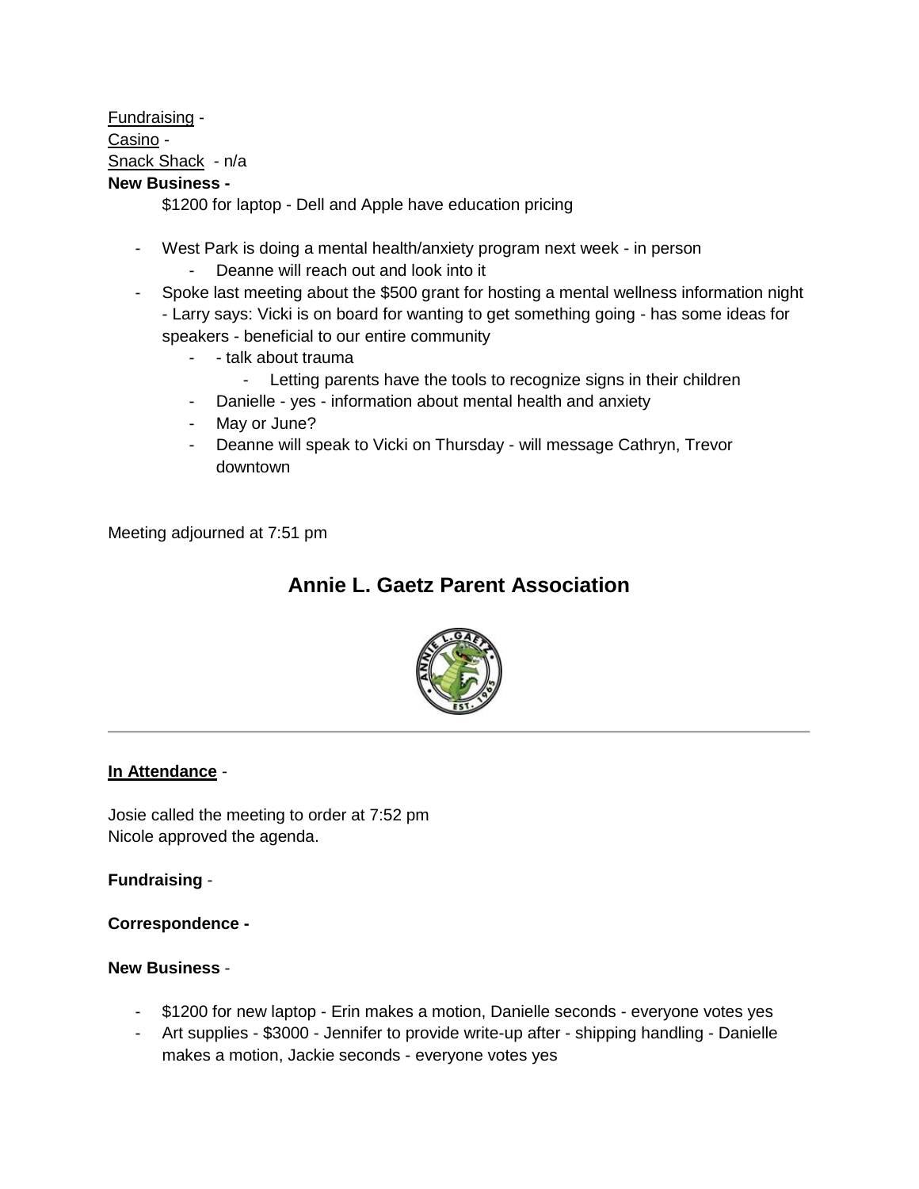Fundraising -

Casino -

Snack Shack - n/a

**New Business -**

$1200 for laptop - Dell and Apple have education pricing

- West Park is doing a mental health/anxiety program next week - in person
  - Deanne will reach out and look into it
- Spoke last meeting about the $500 grant for hosting a mental wellness information night - Larry says: Vicki is on board for wanting to get something going - has some ideas for speakers - beneficial to our entire community
  - - talk about trauma
    - Letting parents have the tools to recognize signs in their children
  - Danielle - yes - information about mental health and anxiety
  - May or June?
  - Deanne will speak to Vicki on Thursday - will message Cathryn, Trevor downtown

Meeting adjourned at 7:51 pm

## Annie L. Gaetz Parent Association

---

**In Attendance** -

Josie called the meeting to order at 7:52 pm
Nicole approved the agenda.

**Fundraising** -

**Correspondence -**

**New Business** -

- $1200 for new laptop - Erin makes a motion, Danielle seconds - everyone votes yes
- Art supplies - $3000 - Jennifer to provide write-up after - shipping handling - Danielle makes a motion, Jackie seconds - everyone votes yes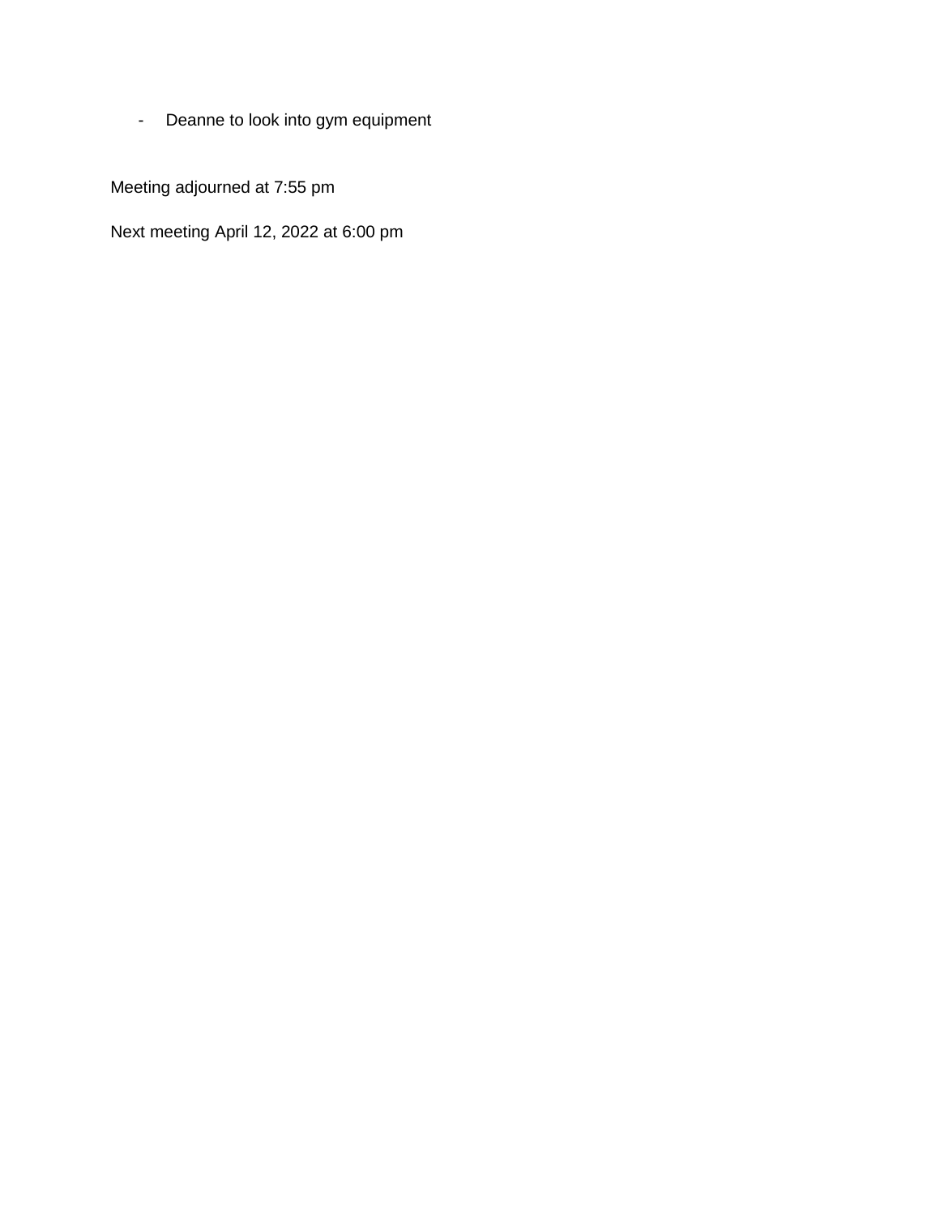- Deanne to look into gym equipment

Meeting adjourned at 7:55 pm

Next meeting April 12, 2022 at 6:00 pm